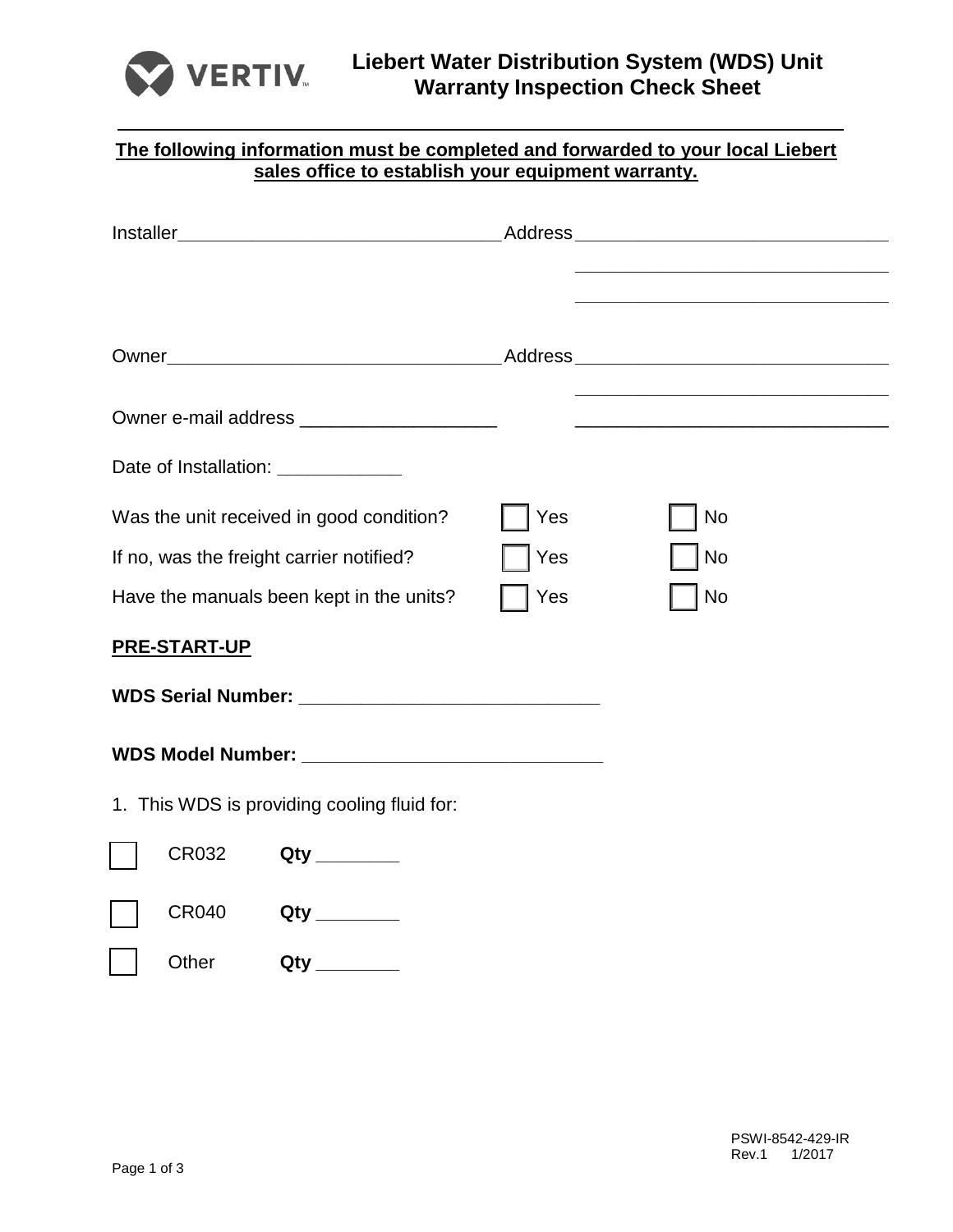# Liebert Water Distribution System (WDS) Unit Warranty Inspection Check Sheet

**The following information must be completed and forwarded to your local Liebert sales office to establish your equipment warranty.**

Installer________________________________ Address________________________________

________________________________

________________________________

Owner________________________________ Address________________________________

________________________________

Owner e-mail address ___________________ ________________________________

Date of Installation: ____________

Was the unit received in good condition? ☐ Yes ☐ No

If no, was the freight carrier notified? ☐ Yes ☐ No

Have the manuals been kept in the units? ☐ Yes ☐ No

**PRE-START-UP**

**WDS Serial Number: _____________________________**

**WDS Model Number: _____________________________**

1. This WDS is providing cooling fluid for:

☐ CR032 **Qty ________**

☐ CR040 **Qty ________**

☐ Other **Qty ________**

PSWI-8542-429-IR
Rev.1 1/2017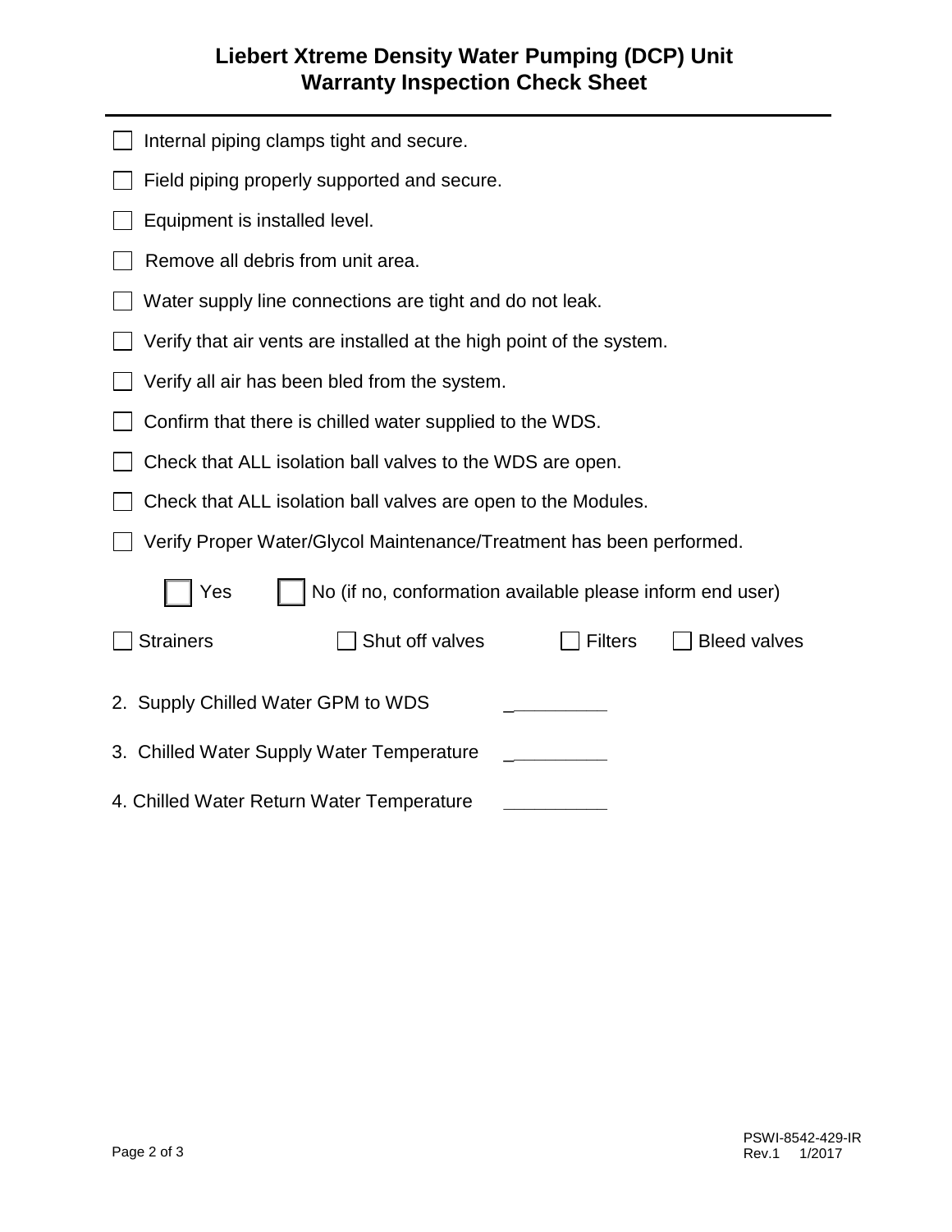# Liebert Xtreme Density Water Pumping (DCP) Unit
# Warranty Inspection Check Sheet

---

- [ ] Internal piping clamps tight and secure.
- [ ] Field piping properly supported and secure.
- [ ] Equipment is installed level.
- [ ] Remove all debris from unit area.
- [ ] Water supply line connections are tight and do not leak.
- [ ] Verify that air vents are installed at the high point of the system.
- [ ] Verify all air has been bled from the system.
- [ ] Confirm that there is chilled water supplied to the WDS.
- [ ] Check that ALL isolation ball valves to the WDS are open.
- [ ] Check that ALL isolation ball valves are open to the Modules.
- [ ] Verify Proper Water/Glycol Maintenance/Treatment has been performed.

  - [ ] Yes  - [ ] No (if no, conformation available please inform end user)

- [ ] Strainers  - [ ] Shut off valves  - [ ] Filters  - [ ] Bleed valves

2. Supply Chilled Water GPM to WDS __________

3. Chilled Water Supply Water Temperature __________

4. Chilled Water Return Water Temperature __________

PSWI-8542-429-IR
Rev.1 1/2017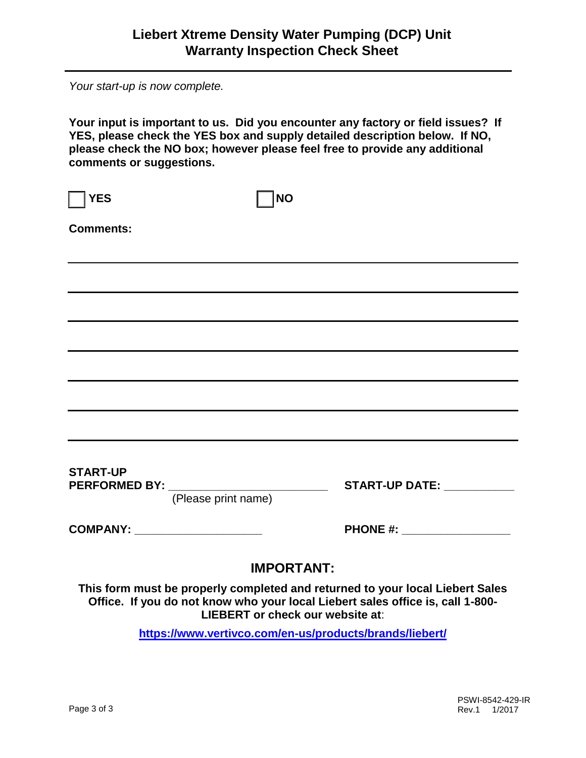# Liebert Xtreme Density Water Pumping (DCP) Unit
# Warranty Inspection Check Sheet

*Your start-up is now complete.*

**Your input is important to us. Did you encounter any factory or field issues? If YES, please check the YES box and supply detailed description below. If NO, please check the NO box; however please feel free to provide any additional comments or suggestions.**

☐ **YES** ☐ **NO**

**Comments:**

\_\_\_\_\_\_\_\_\_\_\_\_\_\_\_\_\_\_\_\_\_\_\_\_\_\_\_\_\_\_\_\_\_\_\_\_\_\_\_\_\_\_\_\_\_\_\_\_\_\_\_\_\_\_\_\_\_\_\_\_\_\_\_\_\_\_\_\_\_\_\_\_

\_\_\_\_\_\_\_\_\_\_\_\_\_\_\_\_\_\_\_\_\_\_\_\_\_\_\_\_\_\_\_\_\_\_\_\_\_\_\_\_\_\_\_\_\_\_\_\_\_\_\_\_\_\_\_\_\_\_\_\_\_\_\_\_\_\_\_\_\_\_\_\_

\_\_\_\_\_\_\_\_\_\_\_\_\_\_\_\_\_\_\_\_\_\_\_\_\_\_\_\_\_\_\_\_\_\_\_\_\_\_\_\_\_\_\_\_\_\_\_\_\_\_\_\_\_\_\_\_\_\_\_\_\_\_\_\_\_\_\_\_\_\_\_\_

\_\_\_\_\_\_\_\_\_\_\_\_\_\_\_\_\_\_\_\_\_\_\_\_\_\_\_\_\_\_\_\_\_\_\_\_\_\_\_\_\_\_\_\_\_\_\_\_\_\_\_\_\_\_\_\_\_\_\_\_\_\_\_\_\_\_\_\_\_\_\_\_

\_\_\_\_\_\_\_\_\_\_\_\_\_\_\_\_\_\_\_\_\_\_\_\_\_\_\_\_\_\_\_\_\_\_\_\_\_\_\_\_\_\_\_\_\_\_\_\_\_\_\_\_\_\_\_\_\_\_\_\_\_\_\_\_\_\_\_\_\_\_\_\_

\_\_\_\_\_\_\_\_\_\_\_\_\_\_\_\_\_\_\_\_\_\_\_\_\_\_\_\_\_\_\_\_\_\_\_\_\_\_\_\_\_\_\_\_\_\_\_\_\_\_\_\_\_\_\_\_\_\_\_\_\_\_\_\_\_\_\_\_\_\_\_\_

\_\_\_\_\_\_\_\_\_\_\_\_\_\_\_\_\_\_\_\_\_\_\_\_\_\_\_\_\_\_\_\_\_\_\_\_\_\_\_\_\_\_\_\_\_\_\_\_\_\_\_\_\_\_\_\_\_\_\_\_\_\_\_\_\_\_\_\_\_\_\_\_

**START-UP PERFORMED BY:** \_\_\_\_\_\_\_\_\_\_\_\_\_\_\_\_\_\_\_\_\_\_\_\_\_\_ **START-UP DATE:** \_\_\_\_\_\_\_\_\_\_\_
(Please print name)

**COMPANY:** \_\_\_\_\_\_\_\_\_\_\_\_\_\_\_\_\_\_\_\_ **PHONE #:** \_\_\_\_\_\_\_\_\_\_\_\_\_\_\_\_\_

## IMPORTANT:

**This form must be properly completed and returned to your local Liebert Sales Office. If you do not know who your local Liebert sales office is, call 1-800-LIEBERT or check our website at**:

**https://www.vertivco.com/en-us/products/brands/liebert/**

PSWI-8542-429-IR
Rev.1 1/2017